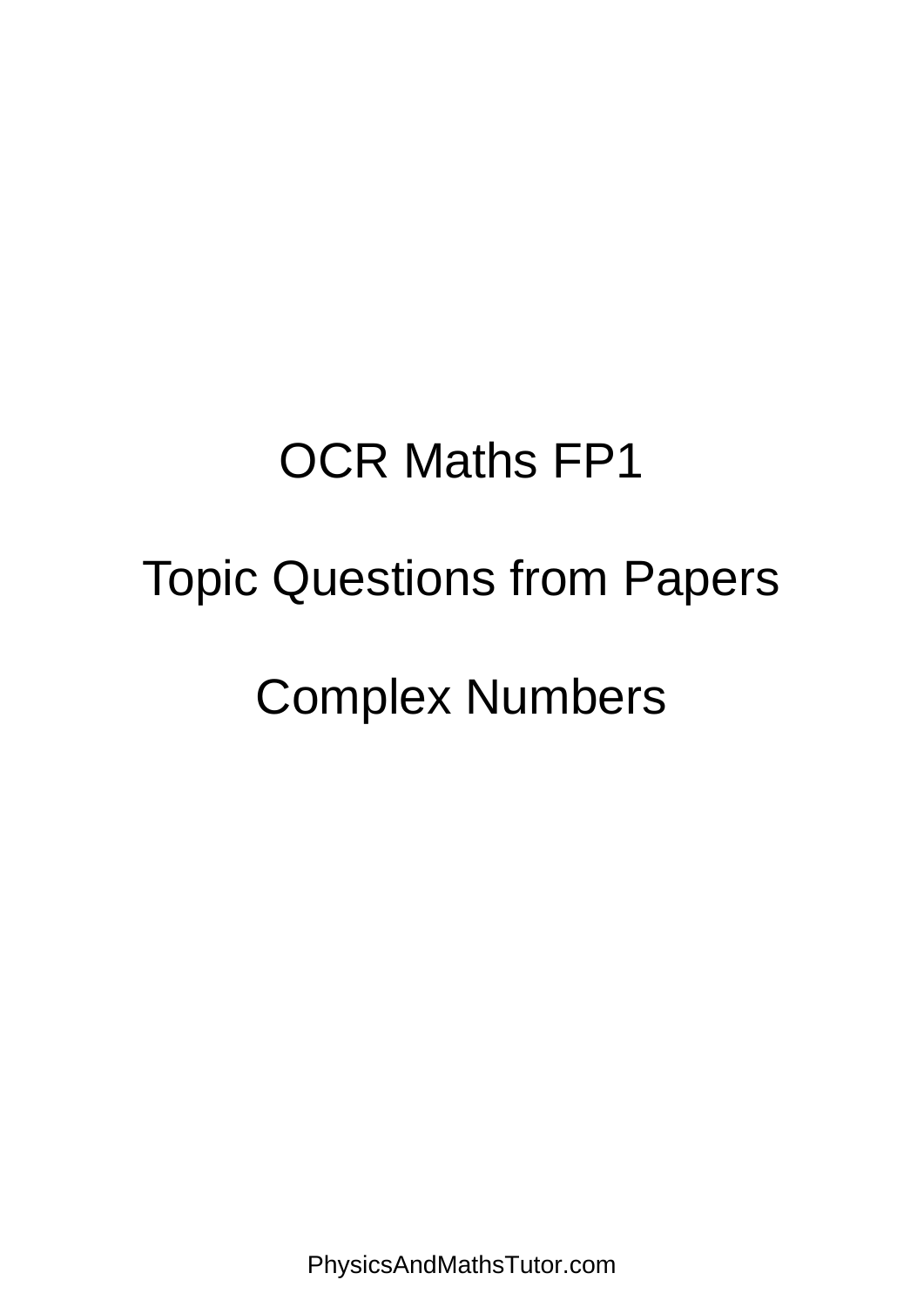# OCR Maths FP1

# Topic Questions from Papers

# Complex Numbers

PhysicsAndMathsTutor.com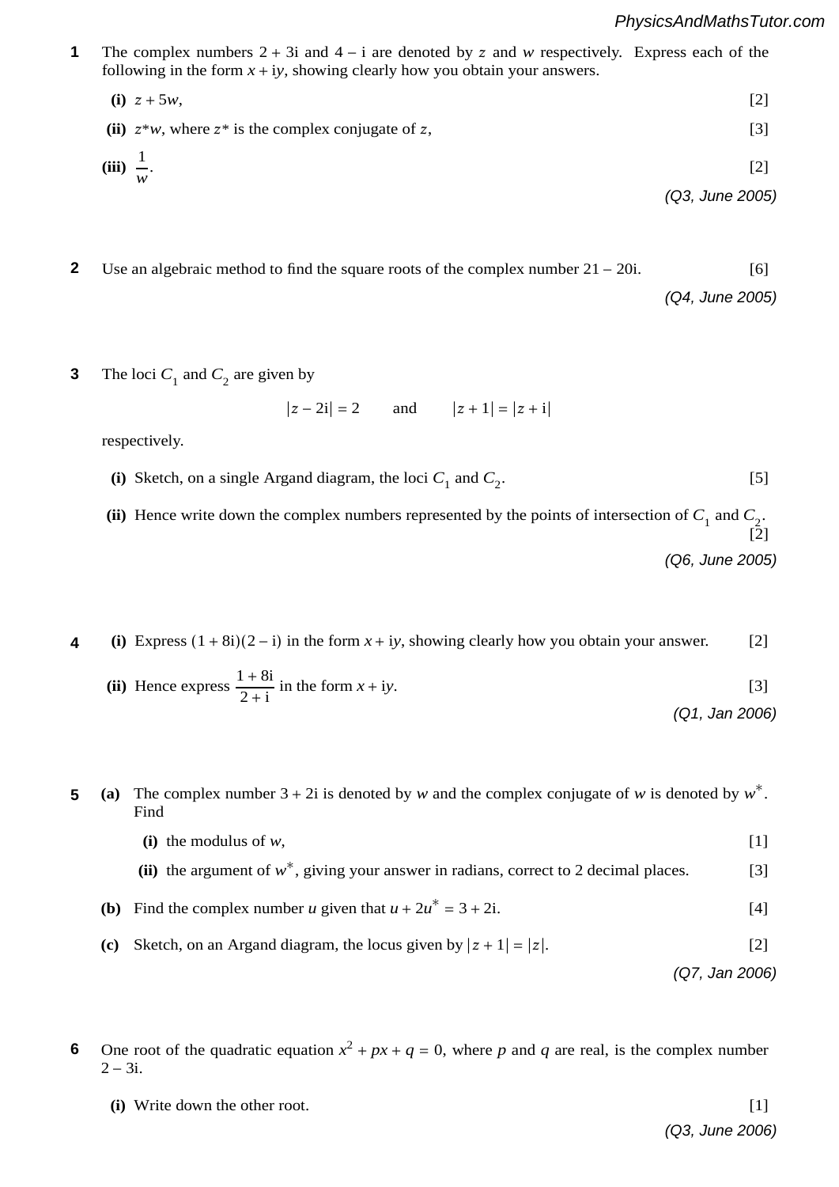**1** The complex numbers $2 + 3i$ and $4 - i$ are denoted by $z$ and $w$ respectively. Express each of the following in the form $x + iy$, showing clearly how you obtain your answers.

**(i)** $z + 5w$, [2]

**(ii)** $z^*w$, where $z^*$ is the complex conjugate of $z$, [3]

**(iii)** $\frac{1}{w}$. [2]

*(Q3, June 2005)*

**2** Use an algebraic method to find the square roots of the complex number $21 - 20i$. [6]

*(Q4, June 2005)*

**3** The loci $C_1$ and $C_2$ are given by

$$|z - 2i| = 2 \qquad \text{and} \qquad |z + 1| = |z + i|$$

respectively.

**(i)** Sketch, on a single Argand diagram, the loci $C_1$ and $C_2$. [5]

**(ii)** Hence write down the complex numbers represented by the points of intersection of $C_1$ and $C_2$. [2]

*(Q6, June 2005)*

**4** **(i)** Express $(1 + 8i)(2 - i)$ in the form $x + iy$, showing clearly how you obtain your answer. [2]

**(ii)** Hence express $\frac{1 + 8i}{2 + i}$ in the form $x + iy$. [3]

*(Q1, Jan 2006)*

**5** **(a)** The complex number $3 + 2i$ is denoted by $w$ and the complex conjugate of $w$ is denoted by $w^*$. Find

**(i)** the modulus of $w$, [1]

**(ii)** the argument of $w^*$, giving your answer in radians, correct to 2 decimal places. [3]

**(b)** Find the complex number $u$ given that $u + 2u^* = 3 + 2i$. [4]

**(c)** Sketch, on an Argand diagram, the locus given by $|z + 1| = |z|$. [2]

*(Q7, Jan 2006)*

**6** One root of the quadratic equation $x^2 + px + q = 0$, where $p$ and $q$ are real, is the complex number $2 - 3i$.

**(i)** Write down the other root. [1]

*(Q3, June 2006)*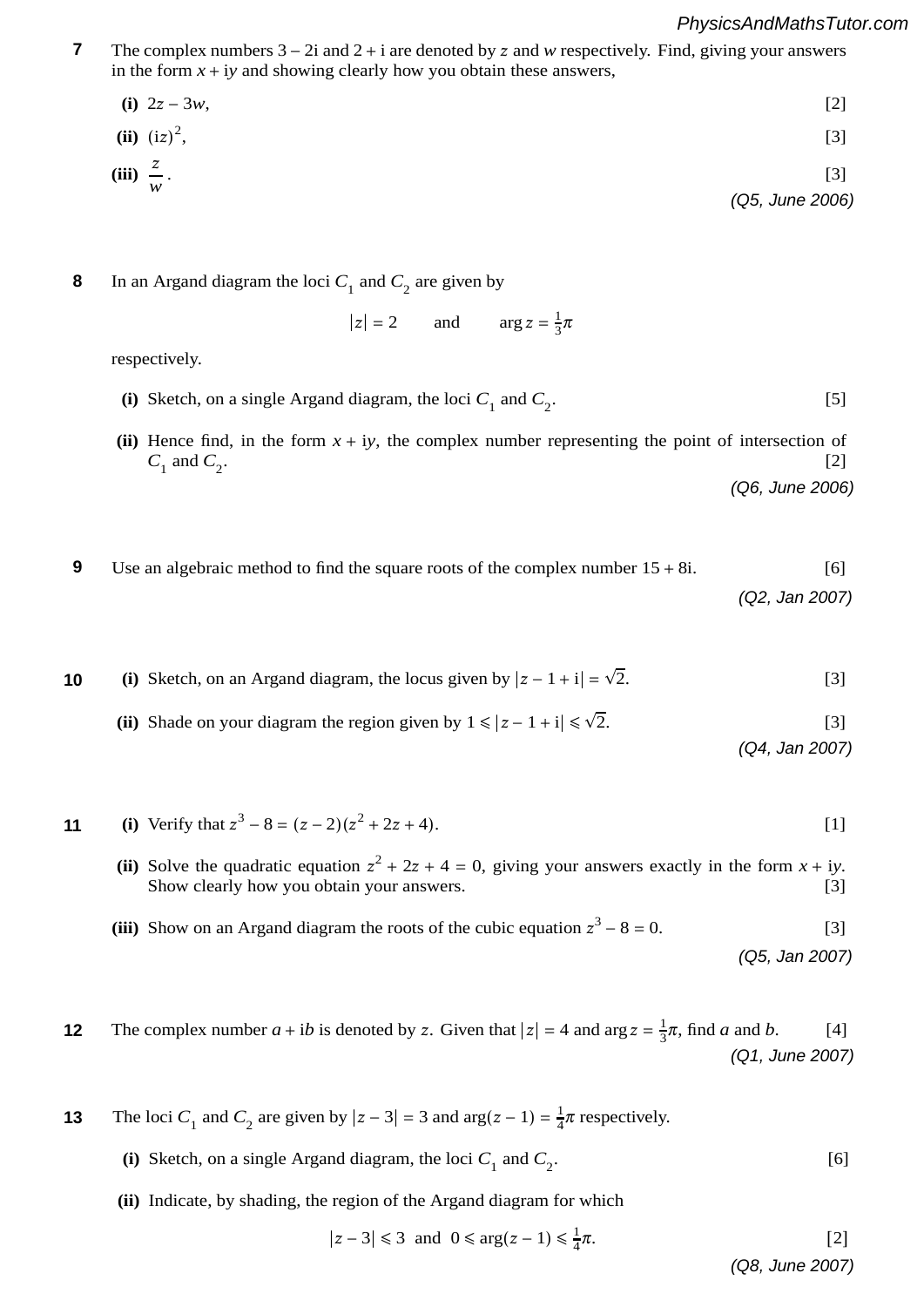**7** The complex numbers $3 - 2i$ and $2 + i$ are denoted by $z$ and $w$ respectively. Find, giving your answers in the form $x + iy$ and showing clearly how you obtain these answers,

**(i)** $2z - 3w$, [2]

**(ii)** $(iz)^2$, [3]

**(iii)** $\dfrac{z}{w}$. [3]

*(Q5, June 2006)*

**8** In an Argand diagram the loci $C_1$ and $C_2$ are given by

$$|z| = 2 \quad \text{and} \quad \arg z = \tfrac{1}{3}\pi$$

respectively.

**(i)** Sketch, on a single Argand diagram, the loci $C_1$ and $C_2$. [5]

**(ii)** Hence find, in the form $x + iy$, the complex number representing the point of intersection of $C_1$ and $C_2$. [2]

*(Q6, June 2006)*

**9** Use an algebraic method to find the square roots of the complex number $15 + 8i$. [6]

*(Q2, Jan 2007)*

**10** **(i)** Sketch, on an Argand diagram, the locus given by $|z - 1 + i| = \sqrt{2}$. [3]

**(ii)** Shade on your diagram the region given by $1 \leqslant |z - 1 + i| \leqslant \sqrt{2}$. [3]

*(Q4, Jan 2007)*

**11** **(i)** Verify that $z^3 - 8 = (z - 2)(z^2 + 2z + 4)$. [1]

**(ii)** Solve the quadratic equation $z^2 + 2z + 4 = 0$, giving your answers exactly in the form $x + iy$. Show clearly how you obtain your answers. [3]

**(iii)** Show on an Argand diagram the roots of the cubic equation $z^3 - 8 = 0$. [3]

*(Q5, Jan 2007)*

**12** The complex number $a + ib$ is denoted by $z$. Given that $|z| = 4$ and $\arg z = \frac{1}{3}\pi$, find $a$ and $b$. [4]

*(Q1, June 2007)*

**13** The loci $C_1$ and $C_2$ are given by $|z - 3| = 3$ and $\arg(z - 1) = \frac{1}{4}\pi$ respectively.

**(i)** Sketch, on a single Argand diagram, the loci $C_1$ and $C_2$. [6]

**(ii)** Indicate, by shading, the region of the Argand diagram for which

$$|z - 3| \leqslant 3 \ \text{ and } \ 0 \leqslant \arg(z - 1) \leqslant \tfrac{1}{4}\pi.$$ [2]

*(Q8, June 2007)*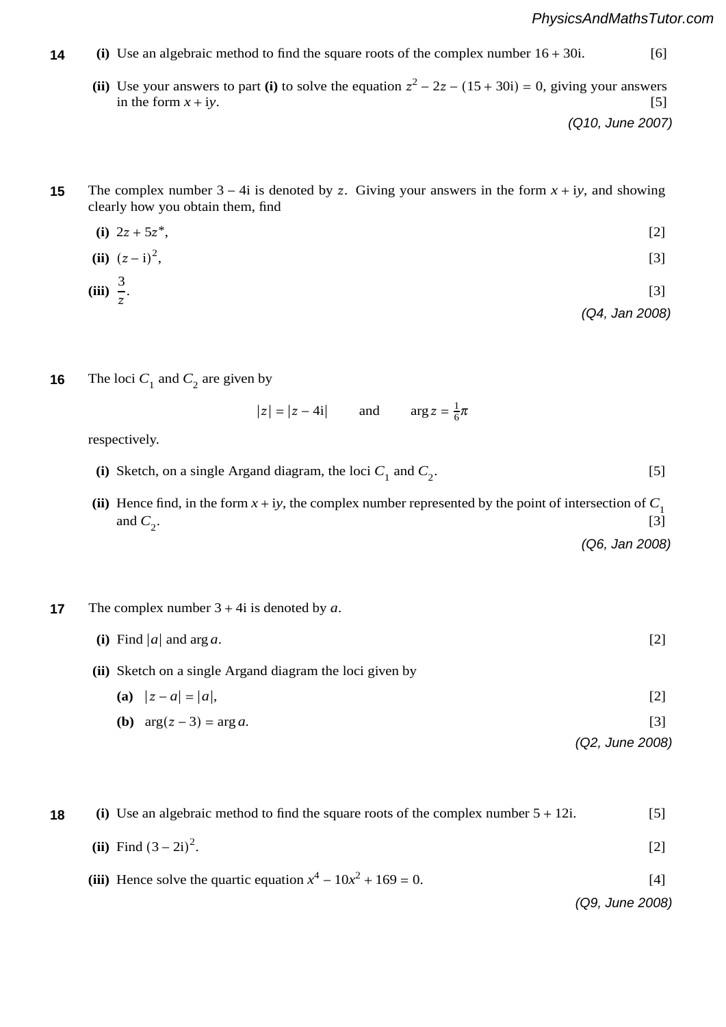**14** **(i)** Use an algebraic method to find the square roots of the complex number $16 + 30\text{i}$. [6]

**(ii)** Use your answers to part **(i)** to solve the equation $z^2 - 2z - (15 + 30\text{i}) = 0$, giving your answers in the form $x + \text{i}y$. [5]

*(Q10, June 2007)*

**15** The complex number $3 - 4\text{i}$ is denoted by $z$. Giving your answers in the form $x + \text{i}y$, and showing clearly how you obtain them, find

**(i)** $2z + 5z^*$, [2]

**(ii)** $(z - \text{i})^2$, [3]

**(iii)** $\dfrac{3}{z}$. [3]

*(Q4, Jan 2008)*

**16** The loci $C_1$ and $C_2$ are given by

$$|z| = |z - 4\text{i}| \qquad \text{and} \qquad \arg z = \tfrac{1}{6}\pi$$

respectively.

**(i)** Sketch, on a single Argand diagram, the loci $C_1$ and $C_2$. [5]

**(ii)** Hence find, in the form $x + \text{i}y$, the complex number represented by the point of intersection of $C_1$ and $C_2$. [3]

*(Q6, Jan 2008)*

**17** The complex number $3 + 4\text{i}$ is denoted by $a$.

**(i)** Find $|a|$ and $\arg a$. [2]

**(ii)** Sketch on a single Argand diagram the loci given by

**(a)** $|z - a| = |a|$, [2]

**(b)** $\arg(z - 3) = \arg a$. [3]

*(Q2, June 2008)*

**18** **(i)** Use an algebraic method to find the square roots of the complex number $5 + 12\text{i}$. [5]

**(ii)** Find $(3 - 2\text{i})^2$. [2]

**(iii)** Hence solve the quartic equation $x^4 - 10x^2 + 169 = 0$. [4]

*(Q9, June 2008)*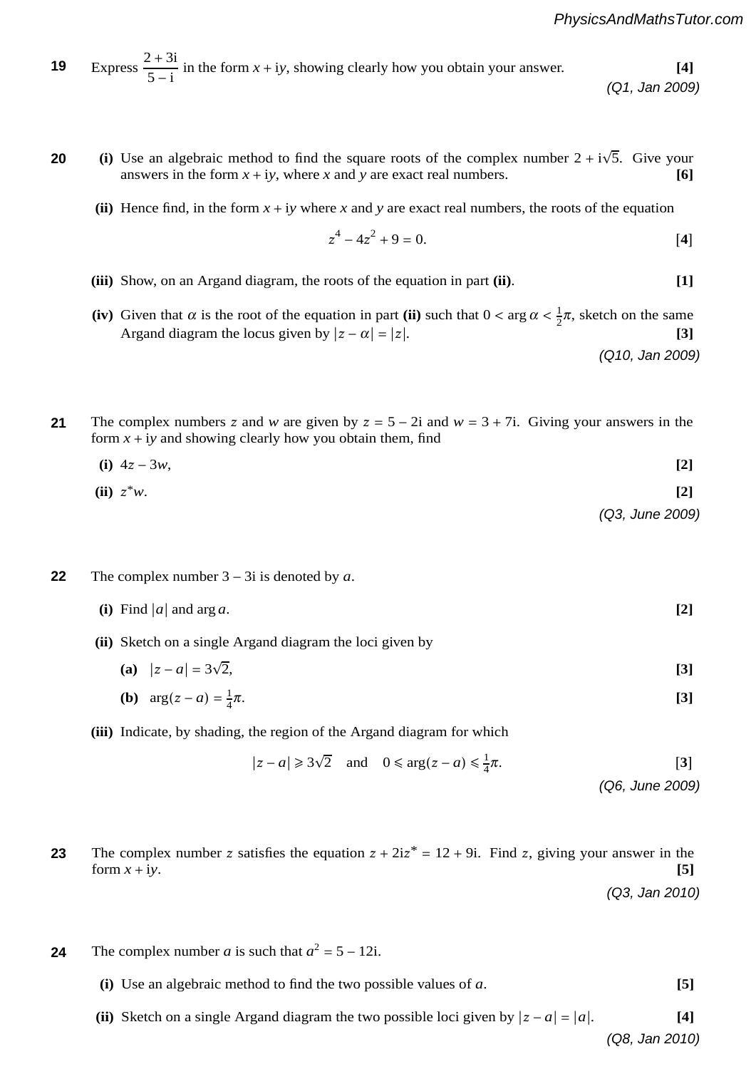**19** Express $\frac{2 + 3\text{i}}{5 - \text{i}}$ in the form $x + \text{i}y$, showing clearly how you obtain your answer. **[4]**

*(Q1, Jan 2009)*

**20** **(i)** Use an algebraic method to find the square roots of the complex number $2 + \text{i}\sqrt{5}$. Give your answers in the form $x + \text{i}y$, where $x$ and $y$ are exact real numbers. **[6]**

**(ii)** Hence find, in the form $x + \text{i}y$ where $x$ and $y$ are exact real numbers, the roots of the equation

$$z^4 - 4z^2 + 9 = 0.$$ **[4]**

**(iii)** Show, on an Argand diagram, the roots of the equation in part **(ii)**. **[1]**

**(iv)** Given that $\alpha$ is the root of the equation in part **(ii)** such that $0 < \arg \alpha < \frac{1}{2}\pi$, sketch on the same Argand diagram the locus given by $|z - \alpha| = |z|$. **[3]**

*(Q10, Jan 2009)*

**21** The complex numbers $z$ and $w$ are given by $z = 5 - 2\text{i}$ and $w = 3 + 7\text{i}$. Giving your answers in the form $x + \text{i}y$ and showing clearly how you obtain them, find

**(i)** $4z - 3w$, **[2]**

**(ii)** $z^*w$. **[2]**

*(Q3, June 2009)*

**22** The complex number $3 - 3\text{i}$ is denoted by $a$.

**(i)** Find $|a|$ and $\arg a$. **[2]**

**(ii)** Sketch on a single Argand diagram the loci given by

**(a)** $|z - a| = 3\sqrt{2}$, **[3]**

**(b)** $\arg(z - a) = \frac{1}{4}\pi$. **[3]**

**(iii)** Indicate, by shading, the region of the Argand diagram for which

$$|z - a| \geqslant 3\sqrt{2} \quad \text{and} \quad 0 \leqslant \arg(z - a) \leqslant \tfrac{1}{4}\pi.$$ **[3]**

*(Q6, June 2009)*

**23** The complex number $z$ satisfies the equation $z + 2\text{i}z^* = 12 + 9\text{i}$. Find $z$, giving your answer in the form $x + \text{i}y$. **[5]**

*(Q3, Jan 2010)*

**24** The complex number $a$ is such that $a^2 = 5 - 12\text{i}$.

**(i)** Use an algebraic method to find the two possible values of $a$. **[5]**

**(ii)** Sketch on a single Argand diagram the two possible loci given by $|z - a| = |a|$. **[4]**

*(Q8, Jan 2010)*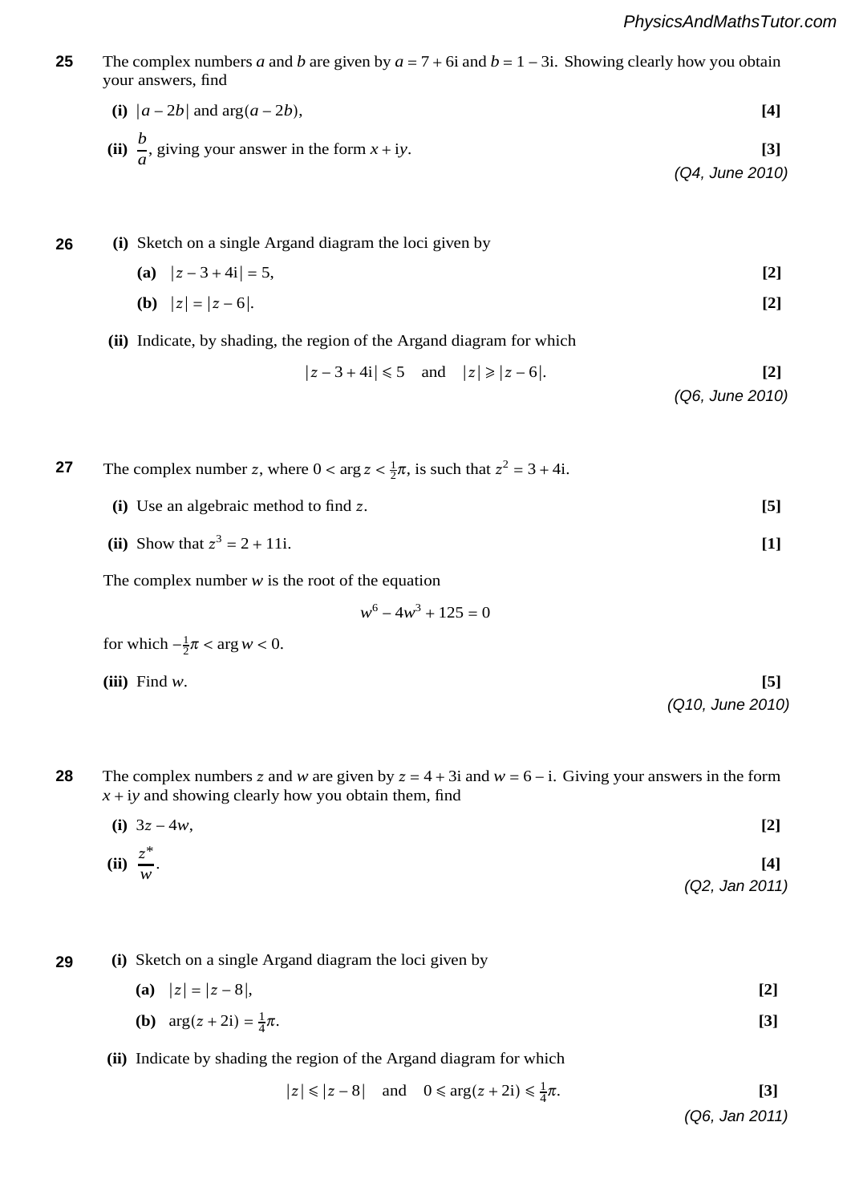**25** The complex numbers $a$ and $b$ are given by $a = 7 + 6\text{i}$ and $b = 1 - 3\text{i}$. Showing clearly how you obtain your answers, find

**(i)** $|a - 2b|$ and $\arg(a - 2b)$, **[4]**

**(ii)** $\dfrac{b}{a}$, giving your answer in the form $x + \text{i}y$. **[3]**

*(Q4, June 2010)*

**26** **(i)** Sketch on a single Argand diagram the loci given by

**(a)** $|z - 3 + 4\text{i}| = 5$, **[2]**

**(b)** $|z| = |z - 6|$. **[2]**

**(ii)** Indicate, by shading, the region of the Argand diagram for which

$$|z - 3 + 4\text{i}| \leqslant 5 \quad \text{and} \quad |z| \geqslant |z - 6|.$$ **[2]**

*(Q6, June 2010)*

**27** The complex number $z$, where $0 < \arg z < \frac{1}{2}\pi$, is such that $z^2 = 3 + 4\text{i}$.

**(i)** Use an algebraic method to find $z$. **[5]**

**(ii)** Show that $z^3 = 2 + 11\text{i}$. **[1]**

The complex number $w$ is the root of the equation

$$w^6 - 4w^3 + 125 = 0$$

for which $-\frac{1}{2}\pi < \arg w < 0$.

**(iii)** Find $w$. **[5]**

*(Q10, June 2010)*

**28** The complex numbers $z$ and $w$ are given by $z = 4 + 3\text{i}$ and $w = 6 - \text{i}$. Giving your answers in the form $x + \text{i}y$ and showing clearly how you obtain them, find

**(i)** $3z - 4w$, **[2]**

**(ii)** $\dfrac{z^*}{w}$. **[4]**

*(Q2, Jan 2011)*

**29** **(i)** Sketch on a single Argand diagram the loci given by

**(a)** $|z| = |z - 8|$, **[2]**

**(b)** $\arg(z + 2\text{i}) = \frac{1}{4}\pi$. **[3]**

**(ii)** Indicate by shading the region of the Argand diagram for which

$$|z| \leqslant |z - 8| \quad \text{and} \quad 0 \leqslant \arg(z + 2\text{i}) \leqslant \tfrac{1}{4}\pi.$$ **[3]**

*(Q6, Jan 2011)*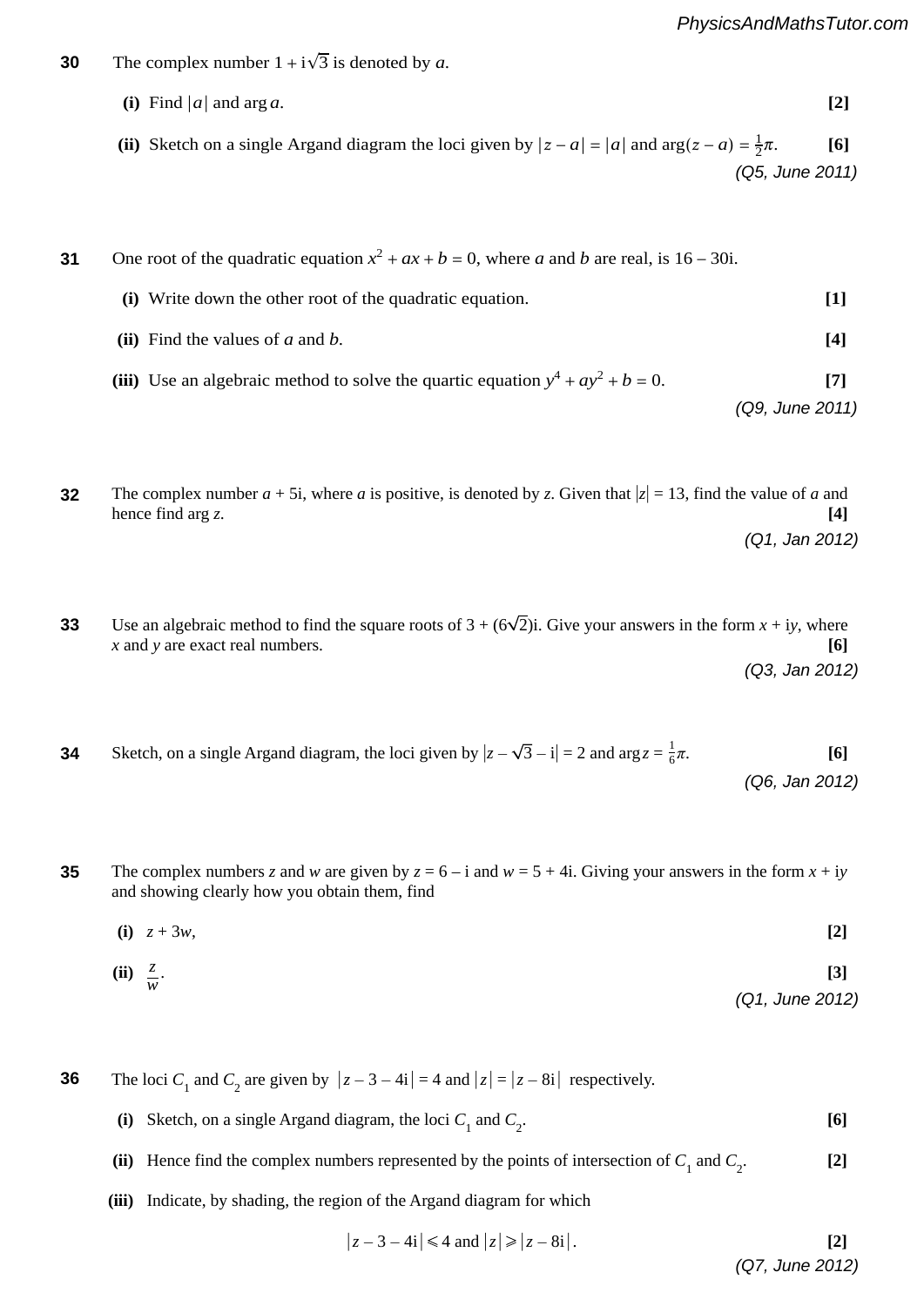**30** The complex number $1 + i\sqrt{3}$ is denoted by $a$.

**(i)** Find $|a|$ and $\arg a$. **[2]**

**(ii)** Sketch on a single Argand diagram the loci given by $|z - a| = |a|$ and $\arg(z - a) = \frac{1}{2}\pi$. **[6]**

*(Q5, June 2011)*

**31** One root of the quadratic equation $x^2 + ax + b = 0$, where $a$ and $b$ are real, is $16 - 30i$.

**(i)** Write down the other root of the quadratic equation. **[1]**

**(ii)** Find the values of $a$ and $b$. **[4]**

**(iii)** Use an algebraic method to solve the quartic equation $y^4 + ay^2 + b = 0$. **[7]**

*(Q9, June 2011)*

**32** The complex number $a + 5i$, where $a$ is positive, is denoted by $z$. Given that $|z| = 13$, find the value of $a$ and hence find $\arg z$. **[4]**

*(Q1, Jan 2012)*

**33** Use an algebraic method to find the square roots of $3 + (6\sqrt{2})i$. Give your answers in the form $x + iy$, where $x$ and $y$ are exact real numbers. **[6]**

*(Q3, Jan 2012)*

**34** Sketch, on a single Argand diagram, the loci given by $|z - \sqrt{3} - i| = 2$ and $\arg z = \frac{1}{6}\pi$. **[6]**

*(Q6, Jan 2012)*

**35** The complex numbers $z$ and $w$ are given by $z = 6 - i$ and $w = 5 + 4i$. Giving your answers in the form $x + iy$ and showing clearly how you obtain them, find

**(i)** $z + 3w$, **[2]**

**(ii)** $\dfrac{z}{w}$. **[3]**

*(Q1, June 2012)*

**36** The loci $C_1$ and $C_2$ are given by $|z - 3 - 4i| = 4$ and $|z| = |z - 8i|$ respectively.

**(i)** Sketch, on a single Argand diagram, the loci $C_1$ and $C_2$. **[6]**

**(ii)** Hence find the complex numbers represented by the points of intersection of $C_1$ and $C_2$. **[2]**

**(iii)** Indicate, by shading, the region of the Argand diagram for which

$$|z - 3 - 4i| \leqslant 4 \text{ and } |z| \geqslant |z - 8i|.$$ **[2]**

*(Q7, June 2012)*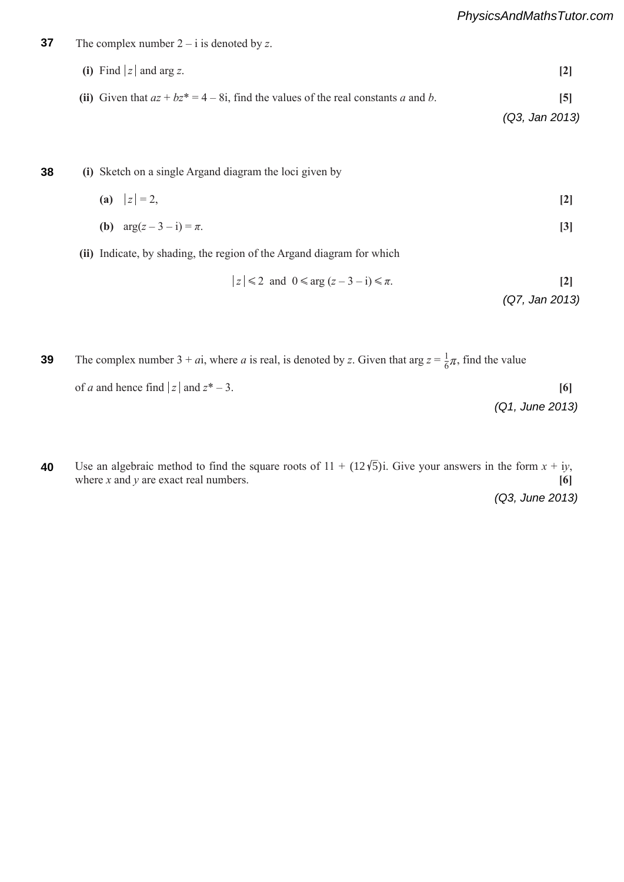**37** The complex number $2 - \text{i}$ is denoted by $z$.

**(i)** Find $|z|$ and $\arg z$. **[2]**

**(ii)** Given that $az + bz^* = 4 - 8\text{i}$, find the values of the real constants $a$ and $b$. **[5]**

*(Q3, Jan 2013)*

**38** **(i)** Sketch on a single Argand diagram the loci given by

**(a)** $|z| = 2$, **[2]**

**(b)** $\arg(z - 3 - \text{i}) = \pi$. **[3]**

**(ii)** Indicate, by shading, the region of the Argand diagram for which

$$|z| \leqslant 2 \text{ and } 0 \leqslant \arg(z - 3 - \text{i}) \leqslant \pi. \qquad \textbf{[2]}$$

*(Q7, Jan 2013)*

**39** The complex number $3 + a\text{i}$, where $a$ is real, is denoted by $z$. Given that $\arg z = \frac{1}{6}\pi$, find the value of $a$ and hence find $|z|$ and $z^* - 3$. **[6]**

*(Q1, June 2013)*

**40** Use an algebraic method to find the square roots of $11 + (12\sqrt{5})\text{i}$. Give your answers in the form $x + \text{i}y$, where $x$ and $y$ are exact real numbers. **[6]**

*(Q3, June 2013)*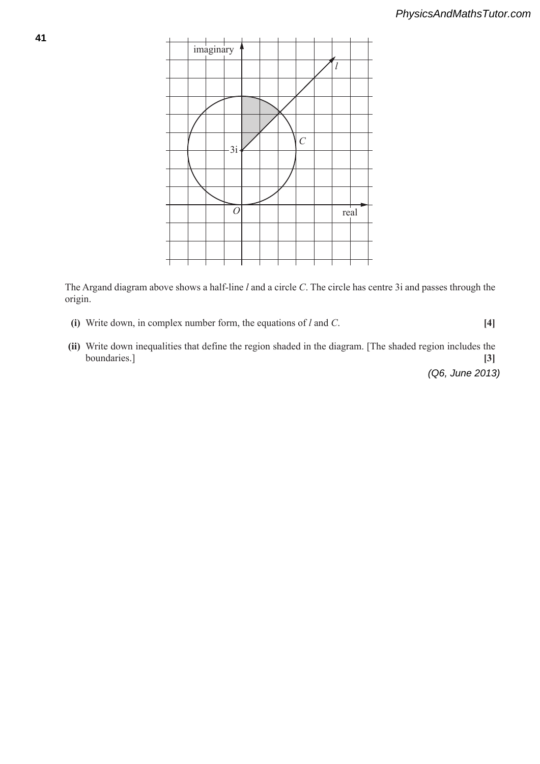imaginary

$l$

$C$

3i

$O$

real

The Argand diagram above shows a half-line $l$ and a circle $C$. The circle has centre 3i and passes through the origin.

**(i)** Write down, in complex number form, the equations of $l$ and $C$. **[4]**

**(ii)** Write down inequalities that define the region shaded in the diagram. [The shaded region includes the boundaries.] **[3]**

*(Q6, June 2013)*